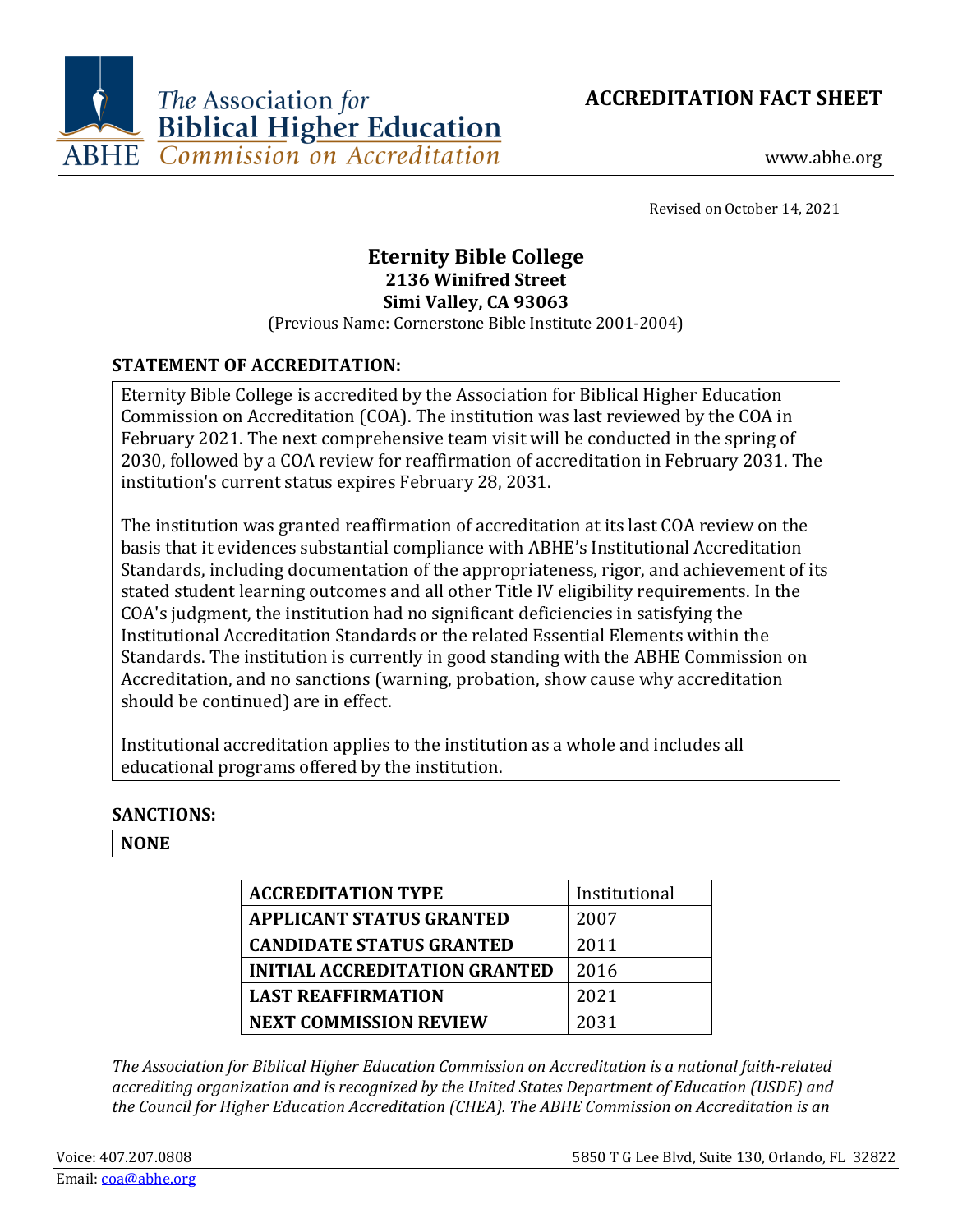**The Association for Biblical Higher Education**
**ABHE Commission on Accreditation**

# ACCREDITATION FACT SHEET

www.abhe.org

Revised on October 14, 2021

## Eternity Bible College

**2136 Winifred Street**
**Simi Valley, CA 93063**
(Previous Name: Cornerstone Bible Institute 2001-2004)

### STATEMENT OF ACCREDITATION:

Eternity Bible College is accredited by the Association for Biblical Higher Education Commission on Accreditation (COA). The institution was last reviewed by the COA in February 2021. The next comprehensive team visit will be conducted in the spring of 2030, followed by a COA review for reaffirmation of accreditation in February 2031. The institution's current status expires February 28, 2031.

The institution was granted reaffirmation of accreditation at its last COA review on the basis that it evidences substantial compliance with ABHE's Institutional Accreditation Standards, including documentation of the appropriateness, rigor, and achievement of its stated student learning outcomes and all other Title IV eligibility requirements. In the COA's judgment, the institution had no significant deficiencies in satisfying the Institutional Accreditation Standards or the related Essential Elements within the Standards. The institution is currently in good standing with the ABHE Commission on Accreditation, and no sanctions (warning, probation, show cause why accreditation should be continued) are in effect.

Institutional accreditation applies to the institution as a whole and includes all educational programs offered by the institution.

### SANCTIONS:

**NONE**

| **ACCREDITATION TYPE** | Institutional |
|---|---|
| **APPLICANT STATUS GRANTED** | 2007 |
| **CANDIDATE STATUS GRANTED** | 2011 |
| **INITIAL ACCREDITATION GRANTED** | 2016 |
| **LAST REAFFIRMATION** | 2021 |
| **NEXT COMMISSION REVIEW** | 2031 |

*The Association for Biblical Higher Education Commission on Accreditation is a national faith-related accrediting organization and is recognized by the United States Department of Education (USDE) and the Council for Higher Education Accreditation (CHEA). The ABHE Commission on Accreditation is an*

Voice: 407.207.0808
Email: coa@abhe.org

5850 T G Lee Blvd, Suite 130, Orlando, FL 32822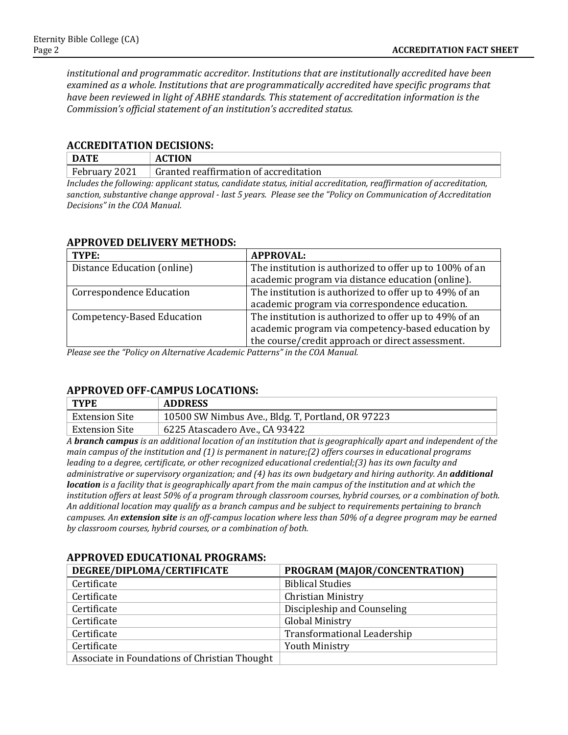*institutional and programmatic accreditor. Institutions that are institutionally accredited have been examined as a whole. Institutions that are programmatically accredited have specific programs that have been reviewed in light of ABHE standards. This statement of accreditation information is the Commission's official statement of an institution's accredited status.*

## ACCREDITATION DECISIONS:

| DATE | ACTION |
|---|---|
| February 2021 | Granted reaffirmation of accreditation |

*Includes the following: applicant status, candidate status, initial accreditation, reaffirmation of accreditation, sanction, substantive change approval - last 5 years. Please see the "Policy on Communication of Accreditation Decisions" in the COA Manual.*

## APPROVED DELIVERY METHODS:

| TYPE: | APPROVAL: |
|---|---|
| Distance Education (online) | The institution is authorized to offer up to 100% of an academic program via distance education (online). |
| Correspondence Education | The institution is authorized to offer up to 49% of an academic program via correspondence education. |
| Competency-Based Education | The institution is authorized to offer up to 49% of an academic program via competency-based education by the course/credit approach or direct assessment. |

*Please see the "Policy on Alternative Academic Patterns" in the COA Manual.*

## APPROVED OFF-CAMPUS LOCATIONS:

| TYPE | ADDRESS |
|---|---|
| Extension Site | 10500 SW Nimbus Ave., Bldg. T, Portland, OR 97223 |
| Extension Site | 6225 Atascadero Ave., CA 93422 |

*A **branch campus** is an additional location of an institution that is geographically apart and independent of the main campus of the institution and (1) is permanent in nature;(2) offers courses in educational programs leading to a degree, certificate, or other recognized educational credential;(3) has its own faculty and administrative or supervisory organization; and (4) has its own budgetary and hiring authority. An **additional location** is a facility that is geographically apart from the main campus of the institution and at which the institution offers at least 50% of a program through classroom courses, hybrid courses, or a combination of both. An additional location may qualify as a branch campus and be subject to requirements pertaining to branch campuses. An **extension site** is an off-campus location where less than 50% of a degree program may be earned by classroom courses, hybrid courses, or a combination of both.*

## APPROVED EDUCATIONAL PROGRAMS:

| DEGREE/DIPLOMA/CERTIFICATE | PROGRAM (MAJOR/CONCENTRATION) |
|---|---|
| Certificate | Biblical Studies |
| Certificate | Christian Ministry |
| Certificate | Discipleship and Counseling |
| Certificate | Global Ministry |
| Certificate | Transformational Leadership |
| Certificate | Youth Ministry |
| Associate in Foundations of Christian Thought | |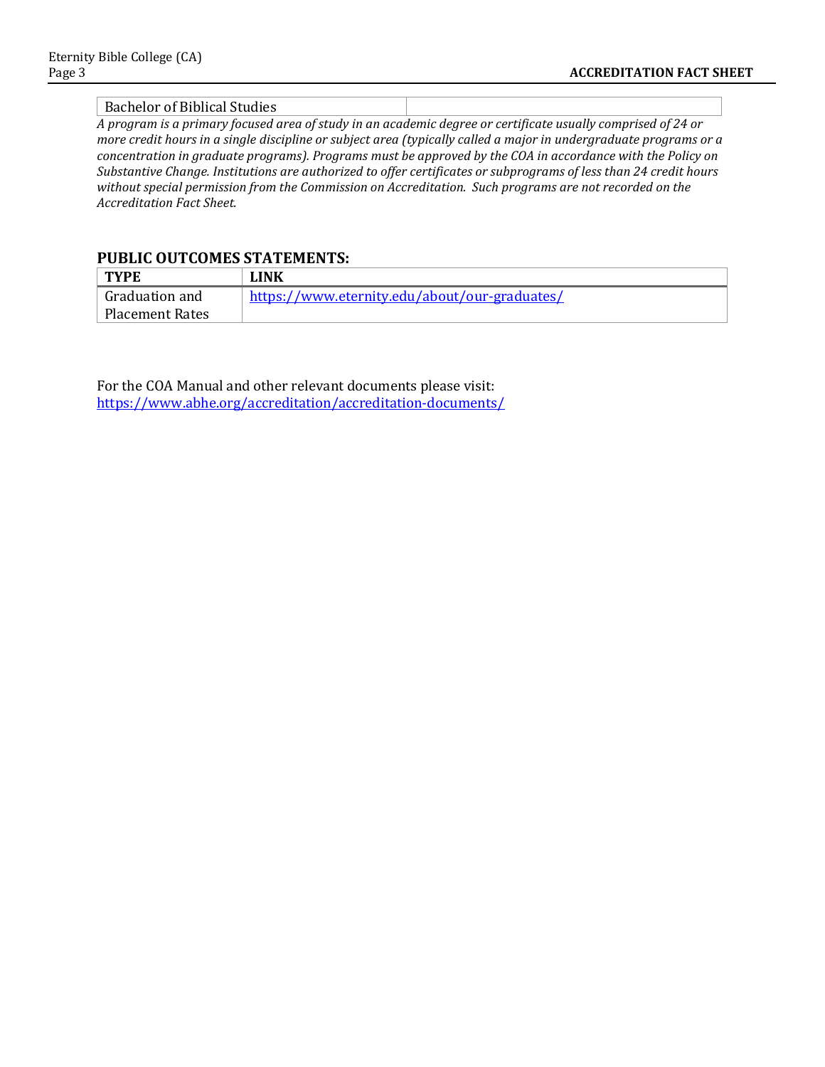| | |
|---|---|
| Bachelor of Biblical Studies | |

*A program is a primary focused area of study in an academic degree or certificate usually comprised of 24 or more credit hours in a single discipline or subject area (typically called a major in undergraduate programs or a concentration in graduate programs). Programs must be approved by the COA in accordance with the Policy on Substantive Change. Institutions are authorized to offer certificates or subprograms of less than 24 credit hours without special permission from the Commission on Accreditation. Such programs are not recorded on the Accreditation Fact Sheet.*

## PUBLIC OUTCOMES STATEMENTS:

| TYPE | LINK |
|---|---|
| Graduation and Placement Rates | https://www.eternity.edu/about/our-graduates/ |

For the COA Manual and other relevant documents please visit:
https://www.abhe.org/accreditation/accreditation-documents/